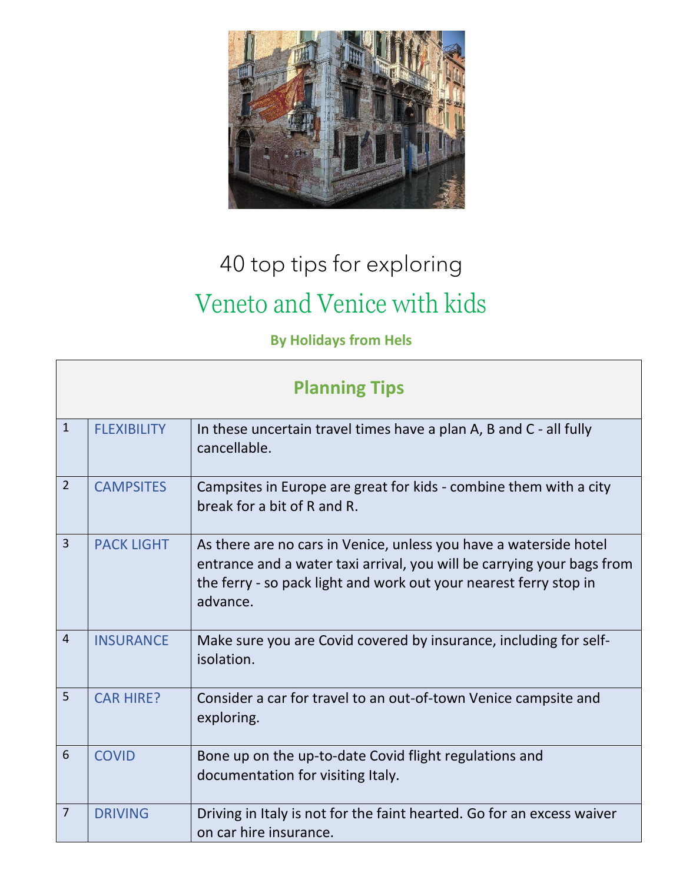# 40 top tips for exploring

## Veneto and Venice with kids

**By Holidays from Hels**

| Planning Tips | | |
|---|---|---|
| 1 | FLEXIBILITY | In these uncertain travel times have a plan A, B and C - all fully cancellable. |
| 2 | CAMPSITES | Campsites in Europe are great for kids - combine them with a city break for a bit of R and R. |
| 3 | PACK LIGHT | As there are no cars in Venice, unless you have a waterside hotel entrance and a water taxi arrival, you will be carrying your bags from the ferry - so pack light and work out your nearest ferry stop in advance. |
| 4 | INSURANCE | Make sure you are Covid covered by insurance, including for self-isolation. |
| 5 | CAR HIRE? | Consider a car for travel to an out-of-town Venice campsite and exploring. |
| 6 | COVID | Bone up on the up-to-date Covid flight regulations and documentation for visiting Italy. |
| 7 | DRIVING | Driving in Italy is not for the faint hearted. Go for an excess waiver on car hire insurance. |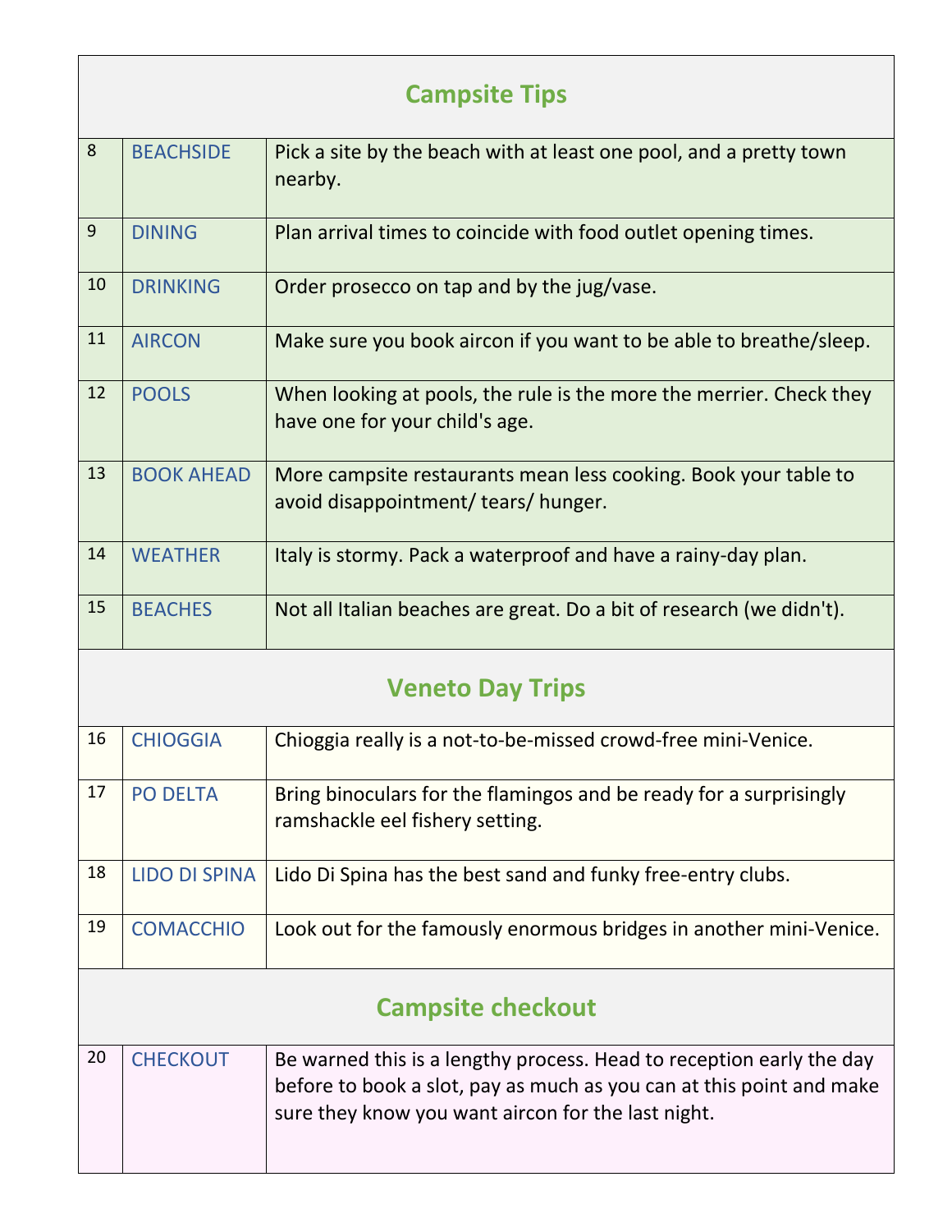## Campsite Tips

| | | |
|---|---|---|
| 8 | BEACHSIDE | Pick a site by the beach with at least one pool, and a pretty town nearby. |
| 9 | DINING | Plan arrival times to coincide with food outlet opening times. |
| 10 | DRINKING | Order prosecco on tap and by the jug/vase. |
| 11 | AIRCON | Make sure you book aircon if you want to be able to breathe/sleep. |
| 12 | POOLS | When looking at pools, the rule is the more the merrier. Check they have one for your child's age. |
| 13 | BOOK AHEAD | More campsite restaurants mean less cooking. Book your table to avoid disappointment/ tears/ hunger. |
| 14 | WEATHER | Italy is stormy. Pack a waterproof and have a rainy-day plan. |
| 15 | BEACHES | Not all Italian beaches are great. Do a bit of research (we didn't). |

## Veneto Day Trips

| | | |
|---|---|---|
| 16 | CHIOGGIA | Chioggia really is a not-to-be-missed crowd-free mini-Venice. |
| 17 | PO DELTA | Bring binoculars for the flamingos and be ready for a surprisingly ramshackle eel fishery setting. |
| 18 | LIDO DI SPINA | Lido Di Spina has the best sand and funky free-entry clubs. |
| 19 | COMACCHIO | Look out for the famously enormous bridges in another mini-Venice. |

## Campsite checkout

| | | |
|---|---|---|
| 20 | CHECKOUT | Be warned this is a lengthy process. Head to reception early the day before to book a slot, pay as much as you can at this point and make sure they know you want aircon for the last night. |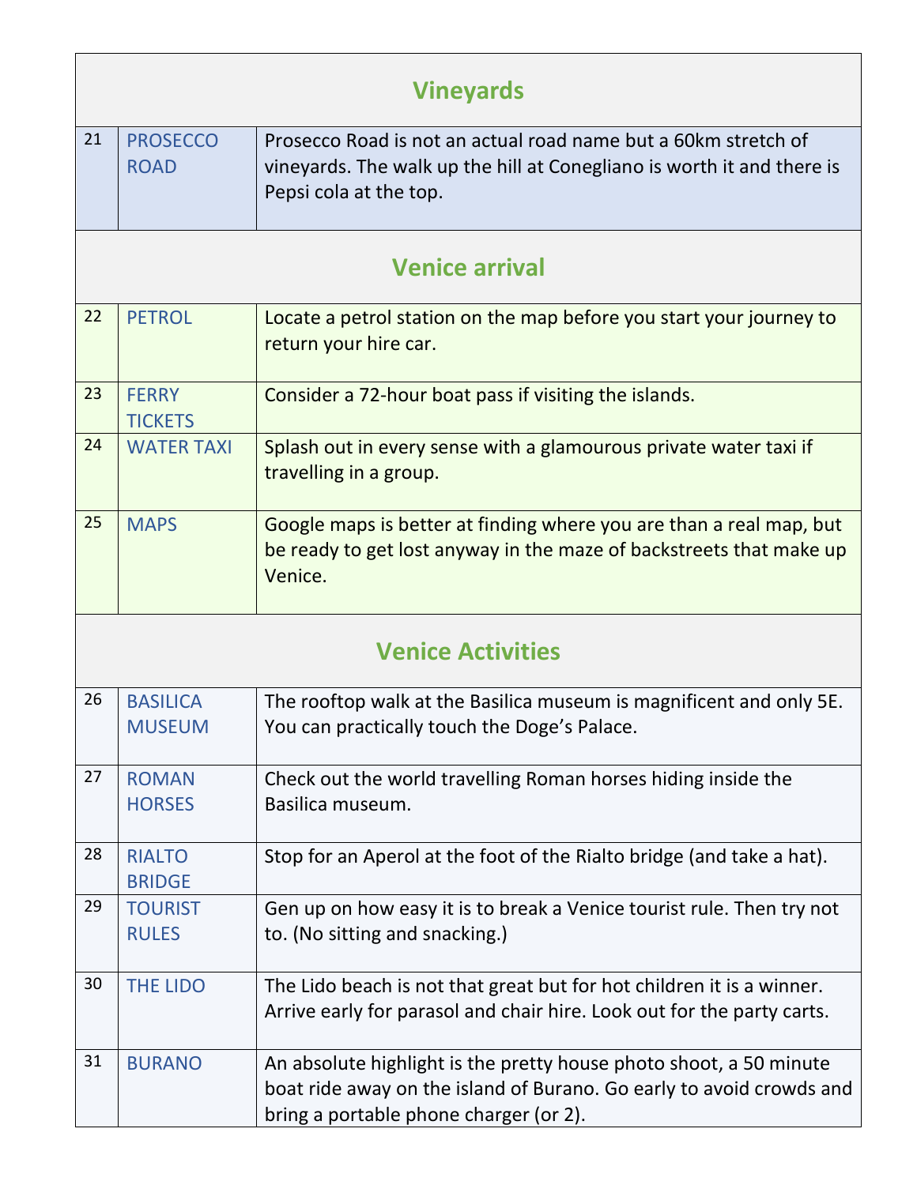| | | |
|---|---|---|
| **Vineyards** | | |
| 21 | PROSECCO ROAD | Prosecco Road is not an actual road name but a 60km stretch of vineyards. The walk up the hill at Conegliano is worth it and there is Pepsi cola at the top. |
| **Venice arrival** | | |
| 22 | PETROL | Locate a petrol station on the map before you start your journey to return your hire car. |
| 23 | FERRY TICKETS | Consider a 72-hour boat pass if visiting the islands. |
| 24 | WATER TAXI | Splash out in every sense with a glamourous private water taxi if travelling in a group. |
| 25 | MAPS | Google maps is better at finding where you are than a real map, but be ready to get lost anyway in the maze of backstreets that make up Venice. |
| **Venice Activities** | | |
| 26 | BASILICA MUSEUM | The rooftop walk at the Basilica museum is magnificent and only 5E. You can practically touch the Doge's Palace. |
| 27 | ROMAN HORSES | Check out the world travelling Roman horses hiding inside the Basilica museum. |
| 28 | RIALTO BRIDGE | Stop for an Aperol at the foot of the Rialto bridge (and take a hat). |
| 29 | TOURIST RULES | Gen up on how easy it is to break a Venice tourist rule. Then try not to. (No sitting and snacking.) |
| 30 | THE LIDO | The Lido beach is not that great but for hot children it is a winner. Arrive early for parasol and chair hire. Look out for the party carts. |
| 31 | BURANO | An absolute highlight is the pretty house photo shoot, a 50 minute boat ride away on the island of Burano. Go early to avoid crowds and bring a portable phone charger (or 2). |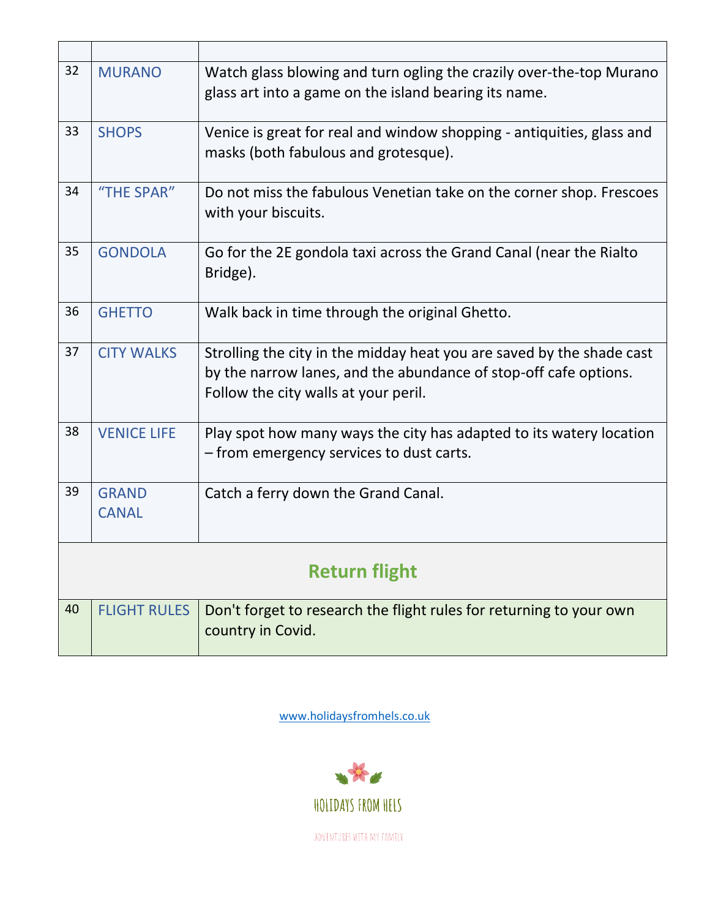| | | |
|---|---|---|
| 32 | MURANO | Watch glass blowing and turn ogling the crazily over-the-top Murano glass art into a game on the island bearing its name. |
| 33 | SHOPS | Venice is great for real and window shopping - antiquities, glass and masks (both fabulous and grotesque). |
| 34 | "THE SPAR" | Do not miss the fabulous Venetian take on the corner shop. Frescoes with your biscuits. |
| 35 | GONDOLA | Go for the 2E gondola taxi across the Grand Canal (near the Rialto Bridge). |
| 36 | GHETTO | Walk back in time through the original Ghetto. |
| 37 | CITY WALKS | Strolling the city in the midday heat you are saved by the shade cast by the narrow lanes, and the abundance of stop-off cafe options. Follow the city walls at your peril. |
| 38 | VENICE LIFE | Play spot how many ways the city has adapted to its watery location – from emergency services to dust carts. |
| 39 | GRAND CANAL | Catch a ferry down the Grand Canal. |
| **Return flight** | | |
| 40 | FLIGHT RULES | Don't forget to research the flight rules for returning to your own country in Covid. |

www.holidaysfromhels.co.uk

HOLIDAYS FROM HELS

ADVENTURES WITH MY FAMILY